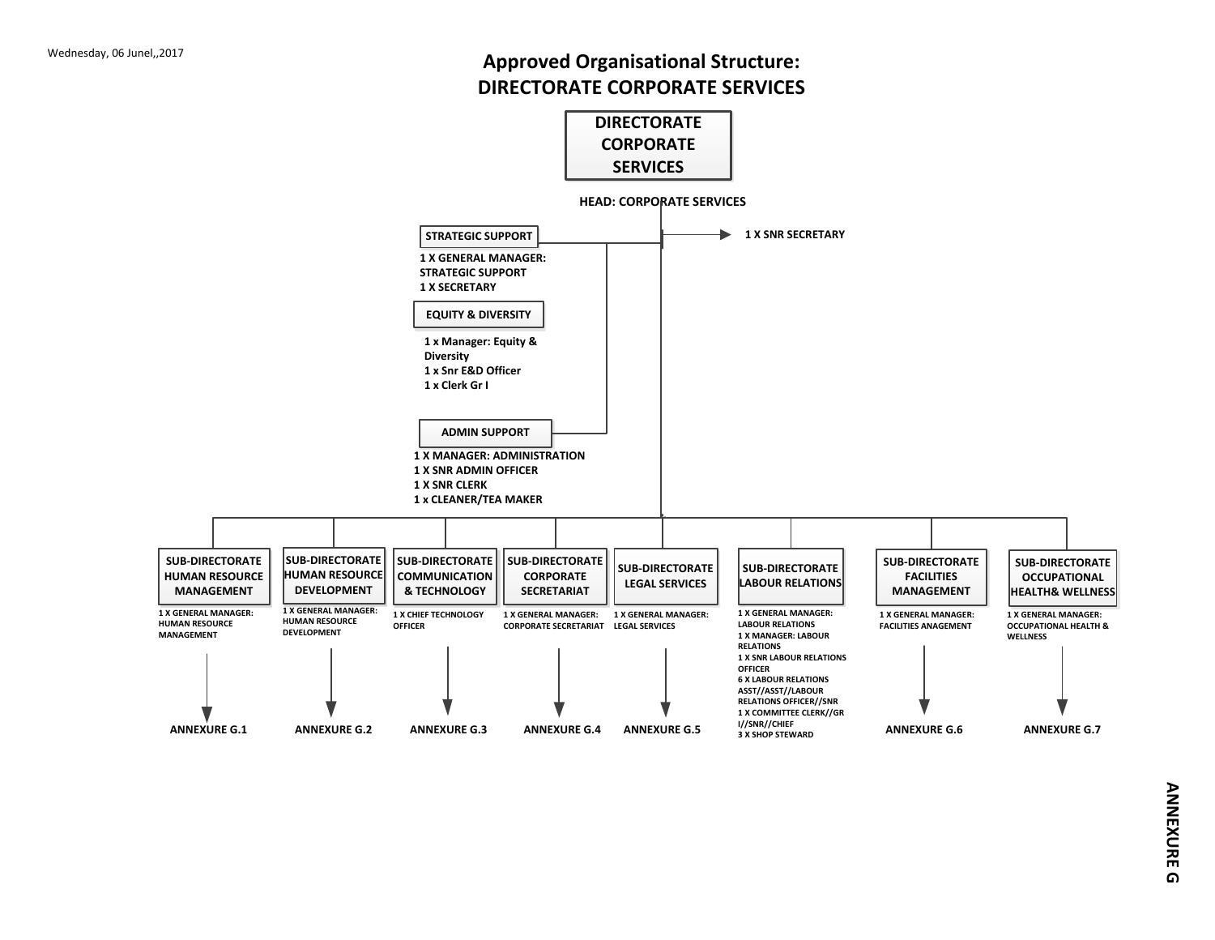Wednesday, 06 Junel,,2017

# Approved Organisational Structure: DIRECTORATE CORPORATE SERVICES

**DIRECTORATE CORPORATE SERVICES**

**HEAD: CORPORATE SERVICES**

1 X SNR SECRETARY

**STRATEGIC SUPPORT**

1 X GENERAL MANAGER: STRATEGIC SUPPORT
1 X SECRETARY

**EQUITY & DIVERSITY**

1 x Manager: Equity & Diversity
1 x Snr E&D Officer
1 x Clerk Gr I

**ADMIN SUPPORT**

1 X MANAGER: ADMINISTRATION
1 X SNR ADMIN OFFICER
1 X SNR CLERK
1 x CLEANER/TEA MAKER

**SUB-DIRECTORATE HUMAN RESOURCE MANAGEMENT**

1 X GENERAL MANAGER: HUMAN RESOURCE MANAGEMENT

ANNEXURE G.1

**SUB-DIRECTORATE HUMAN RESOURCE DEVELOPMENT**

1 X GENERAL MANAGER: HUMAN RESOURCE DEVELOPMENT

ANNEXURE G.2

**SUB-DIRECTORATE COMMUNICATION & TECHNOLOGY**

1 X CHIEF TECHNOLOGY OFFICER

ANNEXURE G.3

**SUB-DIRECTORATE CORPORATE SECRETARIAT**

1 X GENERAL MANAGER: CORPORATE SECRETARIAT

ANNEXURE G.4

**SUB-DIRECTORATE LEGAL SERVICES**

1 X GENERAL MANAGER: LEGAL SERVICES

ANNEXURE G.5

**SUB-DIRECTORATE LABOUR RELATIONS**

1 X GENERAL MANAGER: LABOUR RELATIONS
1 X MANAGER: LABOUR RELATIONS
1 X SNR LABOUR RELATIONS OFFICER
6 X LABOUR RELATIONS ASST//ASST//LABOUR RELATIONS OFFICER//SNR
1 X COMMITTEE CLERK//GR I//SNR//CHIEF
3 X SHOP STEWARD

**SUB-DIRECTORATE FACILITIES MANAGEMENT**

1 X GENERAL MANAGER: FACILITIES ANAGEMENT

ANNEXURE G.6

**SUB-DIRECTORATE OCCUPATIONAL HEALTH& WELLNESS**

1 X GENERAL MANAGER: OCCUPATIONAL HEALTH & WELLNESS

ANNEXURE G.7

ANNEXURE G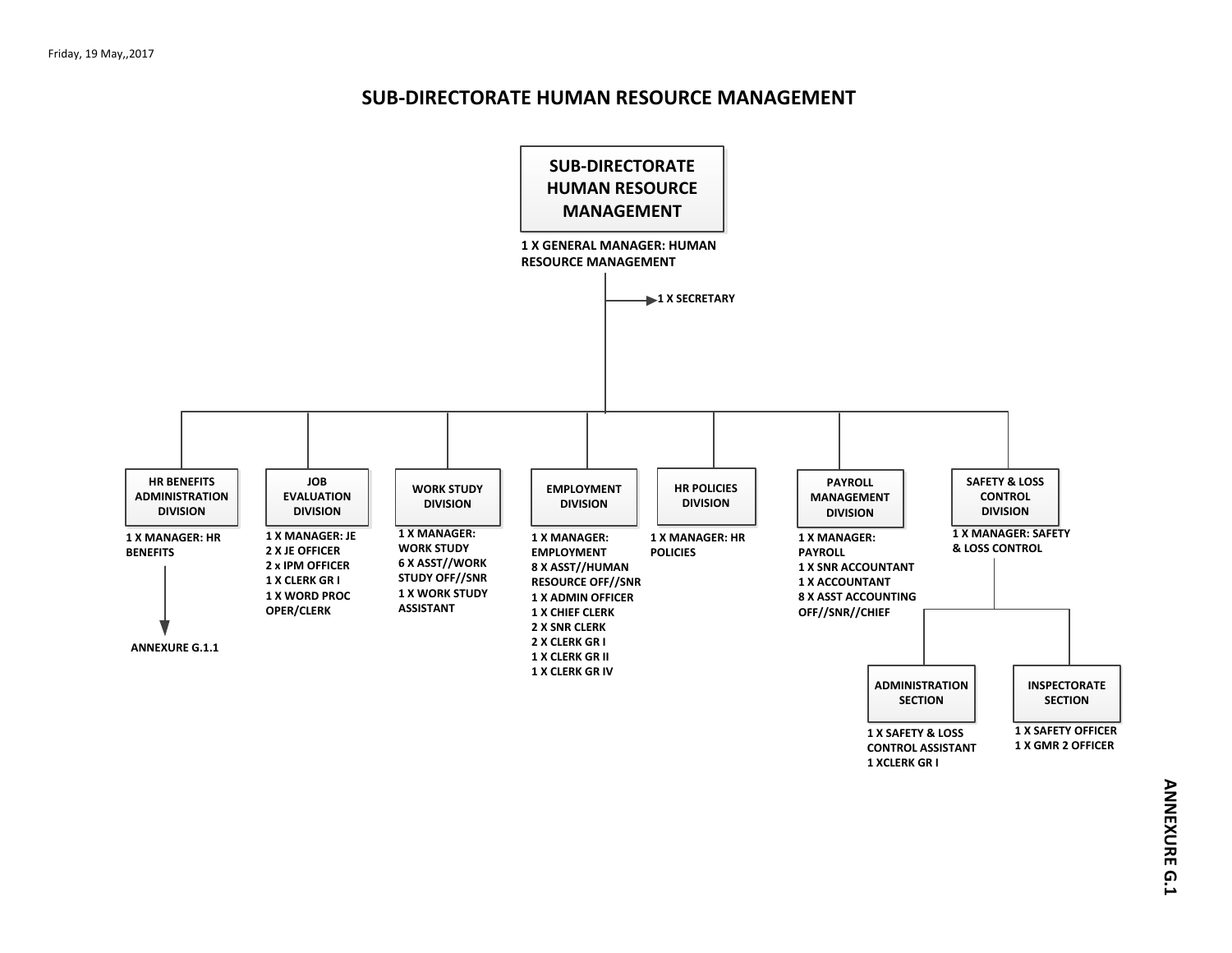Friday, 19 May,,2017

# SUB-DIRECTORATE HUMAN RESOURCE MANAGEMENT

**SUB-DIRECTORATE HUMAN RESOURCE MANAGEMENT**

1 X GENERAL MANAGER: HUMAN RESOURCE MANAGEMENT

1 X SECRETARY

**HR BENEFITS ADMINISTRATION DIVISION**

1 X MANAGER: HR BENEFITS

ANNEXURE G.1.1

**JOB EVALUATION DIVISION**

1 X MANAGER: JE
2 X JE OFFICER
2 x IPM OFFICER
1 X CLERK GR I
1 X WORD PROC OPER/CLERK

**WORK STUDY DIVISION**

1 X MANAGER: WORK STUDY
6 X ASST//WORK STUDY OFF//SNR
1 X WORK STUDY ASSISTANT

**EMPLOYMENT DIVISION**

1 X MANAGER: EMPLOYMENT
8 X ASST//HUMAN RESOURCE OFF//SNR
1 X ADMIN OFFICER
1 X CHIEF CLERK
2 X SNR CLERK
2 X CLERK GR I
1 X CLERK GR II
1 X CLERK GR IV

**HR POLICIES DIVISION**

1 X MANAGER: HR POLICIES

**PAYROLL MANAGEMENT DIVISION**

1 X MANAGER: PAYROLL
1 X SNR ACCOUNTANT
1 X ACCOUNTANT
8 X ASST ACCOUNTING OFF//SNR//CHIEF

**SAFETY & LOSS CONTROL DIVISION**

1 X MANAGER: SAFETY & LOSS CONTROL

- **ADMINISTRATION SECTION**

  1 X SAFETY & LOSS CONTROL ASSISTANT
  1 XCLERK GR I

- **INSPECTORATE SECTION**

  1 X SAFETY OFFICER
  1 X GMR 2 OFFICER

ANNEXURE G.1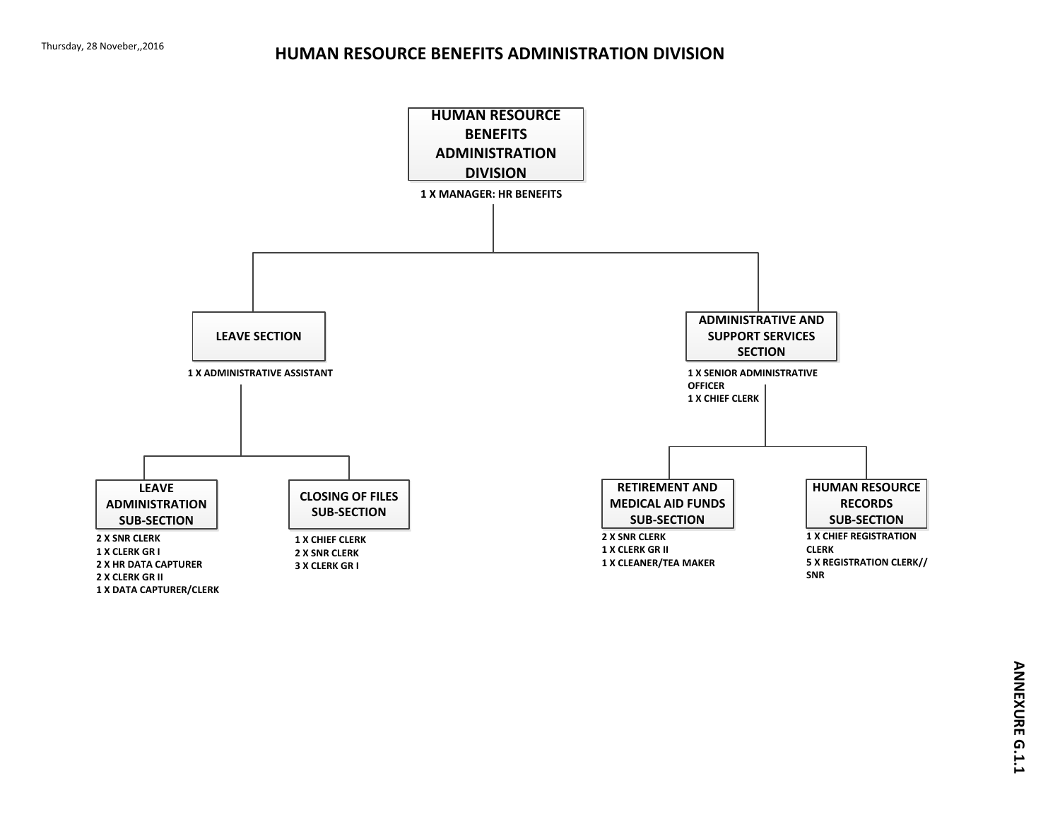Thursday, 28 Novever,,2016

# HUMAN RESOURCE BENEFITS ADMINISTRATION DIVISION

**HUMAN RESOURCE BENEFITS ADMINISTRATION DIVISION**

1 X MANAGER: HR BENEFITS

**LEAVE SECTION**

1 X ADMINISTRATIVE ASSISTANT

**LEAVE ADMINISTRATION SUB-SECTION**

2 X SNR CLERK
1 X CLERK GR I
2 X HR DATA CAPTURER
2 X CLERK GR II
1 X DATA CAPTURER/CLERK

**CLOSING OF FILES SUB-SECTION**

1 X CHIEF CLERK
2 X SNR CLERK
3 X CLERK GR I

**ADMINISTRATIVE AND SUPPORT SERVICES SECTION**

1 X SENIOR ADMINISTRATIVE OFFICER
1 X CHIEF CLERK

**RETIREMENT AND MEDICAL AID FUNDS SUB-SECTION**

2 X SNR CLERK
1 X CLERK GR II
1 X CLEANER/TEA MAKER

**HUMAN RESOURCE RECORDS SUB-SECTION**

1 X CHIEF REGISTRATION CLERK
5 X REGISTRATION CLERK// SNR

ANNEXURE G.1.1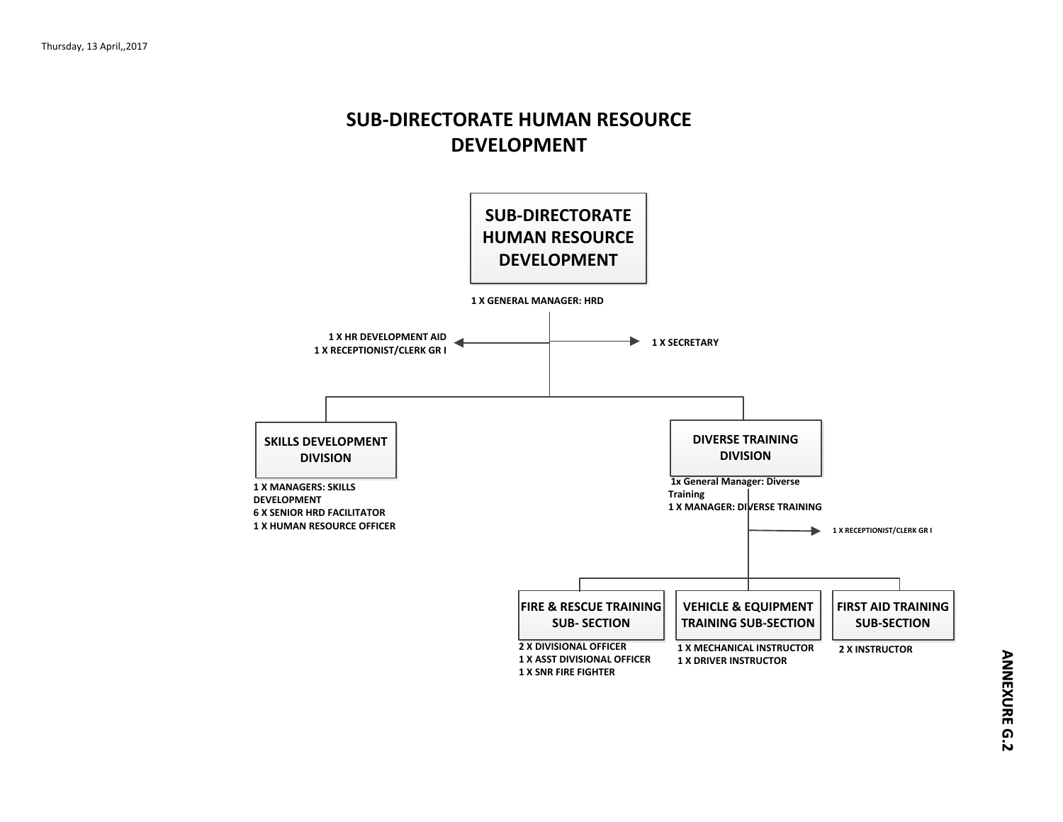Thursday, 13 April,,2017

# SUB-DIRECTORATE HUMAN RESOURCE DEVELOPMENT

## SUB-DIRECTORATE HUMAN RESOURCE DEVELOPMENT

1 X GENERAL MANAGER: HRD

- 1 X HR DEVELOPMENT AID
- 1 X RECEPTIONIST/CLERK GR I
- 1 X SECRETARY

### SKILLS DEVELOPMENT DIVISION

- 1 X MANAGERS: SKILLS DEVELOPMENT
- 6 X SENIOR HRD FACILITATOR
- 1 X HUMAN RESOURCE OFFICER

### DIVERSE TRAINING DIVISION

- 1x General Manager: Diverse Training
- 1 X MANAGER: DIVERSE TRAINING
- 1 X RECEPTIONIST/CLERK GR I

#### FIRE & RESCUE TRAINING SUB- SECTION

- 2 X DIVISIONAL OFFICER
- 1 X ASST DIVISIONAL OFFICER
- 1 X SNR FIRE FIGHTER

#### VEHICLE & EQUIPMENT TRAINING SUB-SECTION

- 1 X MECHANICAL INSTRUCTOR
- 1 X DRIVER INSTRUCTOR

#### FIRST AID TRAINING SUB-SECTION

- 2 X INSTRUCTOR

ANNEXURE G.2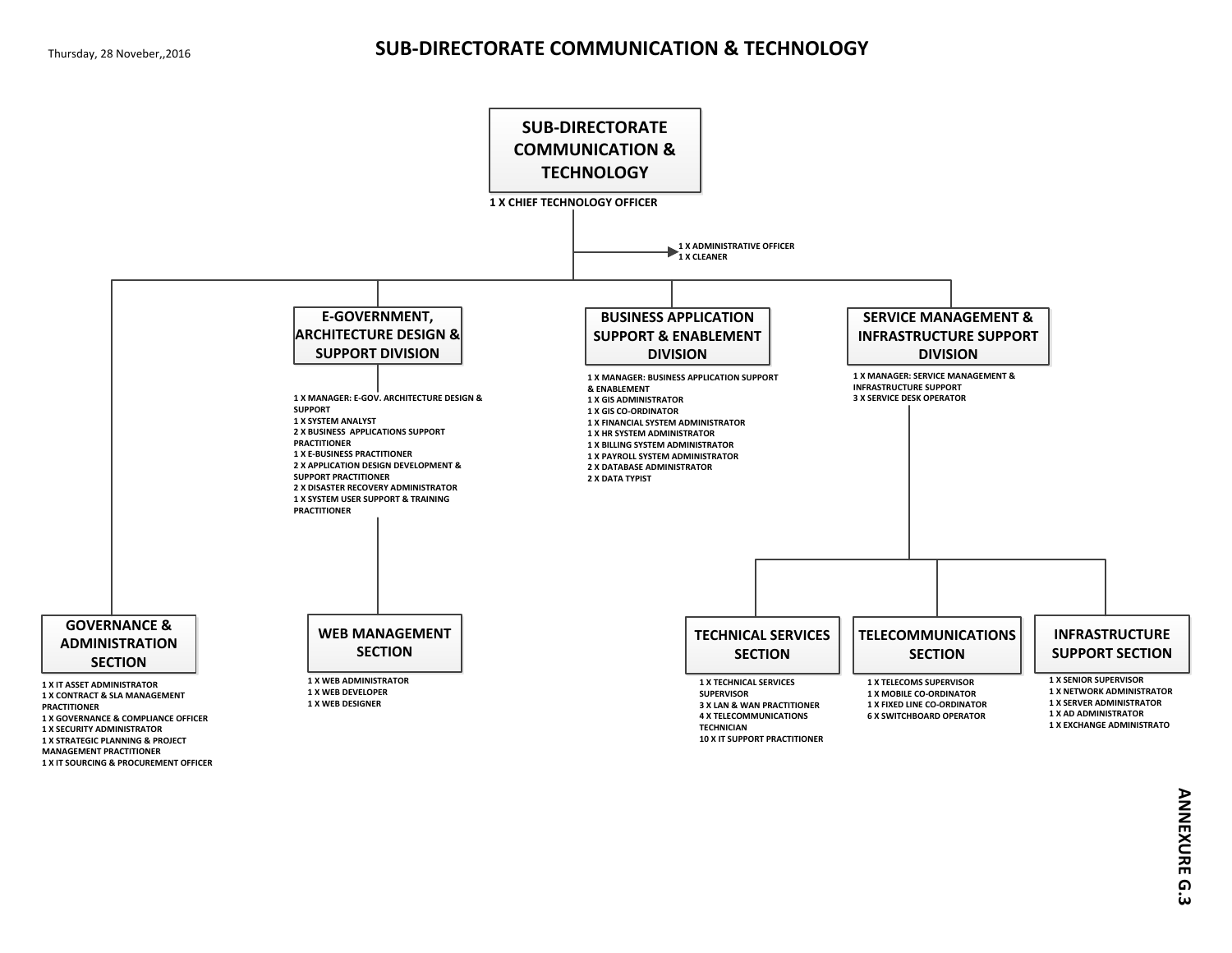Thursday, 28 Noveber,,2016

# SUB-DIRECTORATE COMMUNICATION & TECHNOLOGY

## SUB-DIRECTORATE COMMUNICATION & TECHNOLOGY

1 X CHIEF TECHNOLOGY OFFICER

- 1 X ADMINISTRATIVE OFFICER
- 1 X CLEANER

### GOVERNANCE & ADMINISTRATION SECTION

- 1 X IT ASSET ADMINISTRATOR
- 1 X CONTRACT & SLA MANAGEMENT PRACTITIONER
- 1 X GOVERNANCE & COMPLIANCE OFFICER
- 1 X SECURITY ADMINISTRATOR
- 1 X STRATEGIC PLANNING & PROJECT MANAGEMENT PRACTITIONER
- 1 X IT SOURCING & PROCUREMENT OFFICER

### E-GOVERNMENT, ARCHITECTURE DESIGN & SUPPORT DIVISION

- 1 X MANAGER: E-GOV. ARCHITECTURE DESIGN & SUPPORT
- 1 X SYSTEM ANALYST
- 2 X BUSINESS APPLICATIONS SUPPORT PRACTITIONER
- 1 X E-BUSINESS PRACTITIONER
- 2 X APPLICATION DESIGN DEVELOPMENT & SUPPORT PRACTITIONER
- 2 X DISASTER RECOVERY ADMINISTRATOR
- 1 X SYSTEM USER SUPPORT & TRAINING PRACTITIONER

#### WEB MANAGEMENT SECTION

- 1 X WEB ADMINISTRATOR
- 1 X WEB DEVELOPER
- 1 X WEB DESIGNER

### BUSINESS APPLICATION SUPPORT & ENABLEMENT DIVISION

- 1 X MANAGER: BUSINESS APPLICATION SUPPORT & ENABLEMENT
- 1 X GIS ADMINISTRATOR
- 1 X GIS CO-ORDINATOR
- 1 X FINANCIAL SYSTEM ADMINISTRATOR
- 1 X HR SYSTEM ADMINISTRATOR
- 1 X BILLING SYSTEM ADMINISTRATOR
- 1 X PAYROLL SYSTEM ADMINISTRATOR
- 2 X DATABASE ADMINISTRATOR
- 2 X DATA TYPIST

### SERVICE MANAGEMENT & INFRASTRUCTURE SUPPORT DIVISION

- 1 X MANAGER: SERVICE MANAGEMENT & INFRASTRUCTURE SUPPORT
- 3 X SERVICE DESK OPERATOR

#### TECHNICAL SERVICES SECTION

- 1 X TECHNICAL SERVICES SUPERVISOR
- 3 X LAN & WAN PRACTITIONER
- 4 X TELECOMMUNICATIONS TECHNICIAN
- 10 X IT SUPPORT PRACTITIONER

#### TELECOMMUNICATIONS SECTION

- 1 X TELECOMS SUPERVISOR
- 1 X MOBILE CO-ORDINATOR
- 1 X FIXED LINE CO-ORDINATOR
- 6 X SWITCHBOARD OPERATOR

#### INFRASTRUCTURE SUPPORT SECTION

- 1 X SENIOR SUPERVISOR
- 1 X NETWORK ADMINISTRATOR
- 1 X SERVER ADMINISTRATOR
- 1 X AD ADMINISTRATOR
- 1 X EXCHANGE ADMINISTRATO

ANNEXURE G.3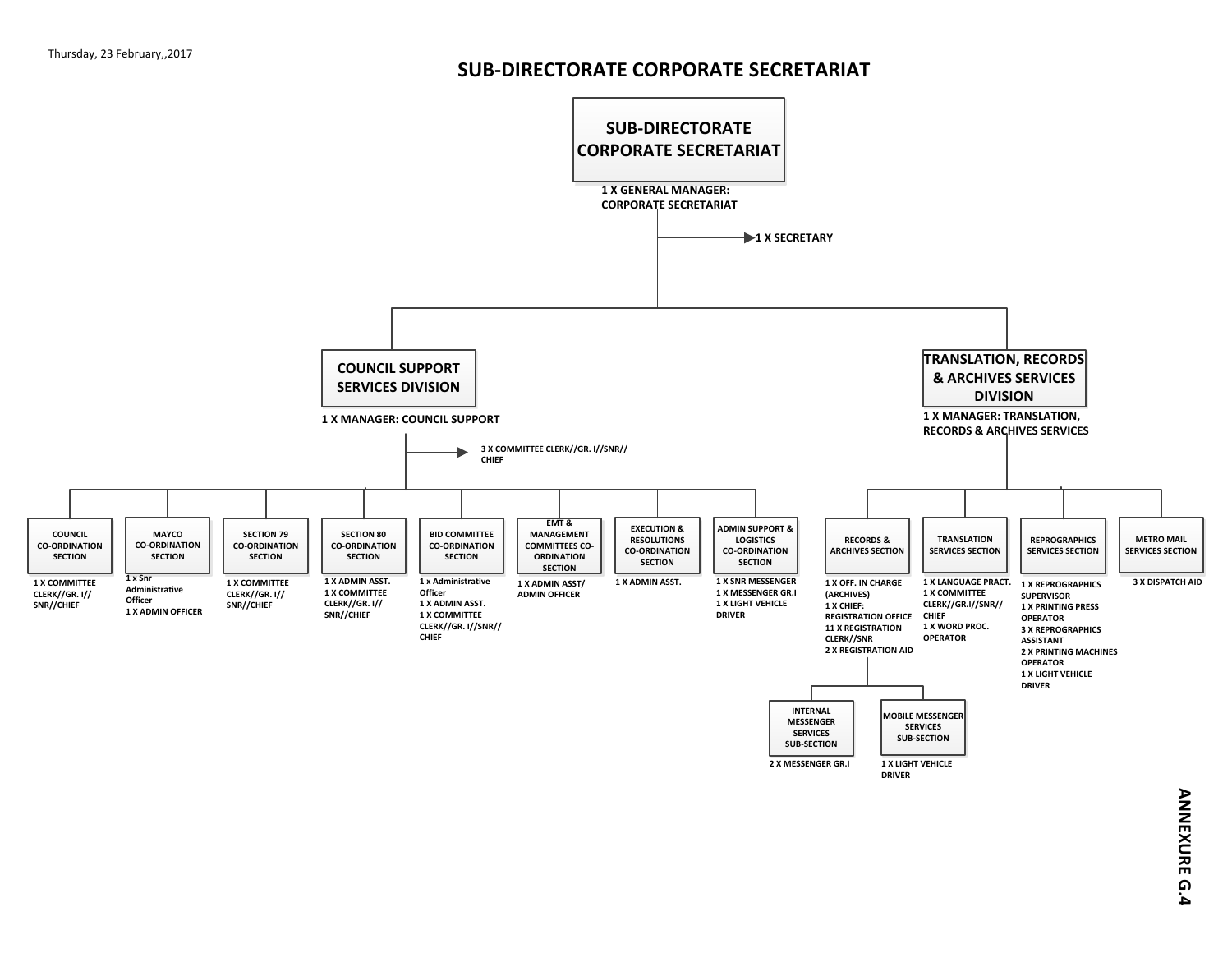Thursday, 23 February,,2017

# SUB-DIRECTORATE CORPORATE SECRETARIAT

## SUB-DIRECTORATE CORPORATE SECRETARIAT

1 X GENERAL MANAGER: CORPORATE SECRETARIAT

1 X SECRETARY

### COUNCIL SUPPORT SERVICES DIVISION

1 X MANAGER: COUNCIL SUPPORT

3 X COMMITTEE CLERK//GR. I//SNR// CHIEF

**COUNCIL CO-ORDINATION SECTION**
1 X COMMITTEE CLERK//GR. I// SNR//CHIEF

**MAYCO CO-ORDINATION SECTION**
1 x Snr Administrative Officer
1 X ADMIN OFFICER

**SECTION 79 CO-ORDINATION SECTION**
1 X COMMITTEE CLERK//GR. I// SNR//CHIEF

**SECTION 80 CO-ORDINATION SECTION**
1 X ADMIN ASST.
1 X COMMITTEE CLERK//GR. I// SNR//CHIEF

**BID COMMITTEE CO-ORDINATION SECTION**
1 x Administrative Officer
1 X ADMIN ASST.
1 X COMMITTEE CLERK//GR. I//SNR// CHIEF

**EMT & MANAGEMENT COMMITTEES CO-ORDINATION SECTION**
1 X ADMIN ASST/ ADMIN OFFICER

**EXECUTION & RESOLUTIONS CO-ORDINATION SECTION**
1 X ADMIN ASST.

**ADMIN SUPPORT & LOGISTICS CO-ORDINATION SECTION**
1 X SNR MESSENGER
1 X MESSENGER GR.I
1 X LIGHT VEHICLE DRIVER

### TRANSLATION, RECORDS & ARCHIVES SERVICES DIVISION

1 X MANAGER: TRANSLATION, RECORDS & ARCHIVES SERVICES

**RECORDS & ARCHIVES SECTION**
1 X OFF. IN CHARGE (ARCHIVES)
1 X CHIEF: REGISTRATION OFFICE
11 X REGISTRATION CLERK//SNR
2 X REGISTRATION AID

- **INTERNAL MESSENGER SERVICES SUB-SECTION**
  2 X MESSENGER GR.I
- **MOBILE MESSENGER SERVICES SUB-SECTION**
  1 X LIGHT VEHICLE DRIVER

**TRANSLATION SERVICES SECTION**
1 X LANGUAGE PRACT.
1 X COMMITTEE CLERK//GR.I//SNR// CHIEF
1 X WORD PROC. OPERATOR

**REPROGRAPHICS SERVICES SECTION**
1 X REPROGRAPHICS SUPERVISOR
1 X PRINTING PRESS OPERATOR
3 X REPROGRAPHICS ASSISTANT
2 X PRINTING MACHINES OPERATOR
1 X LIGHT VEHICLE DRIVER

**METRO MAIL SERVICES SECTION**
3 X DISPATCH AID

ANNEXURE G.4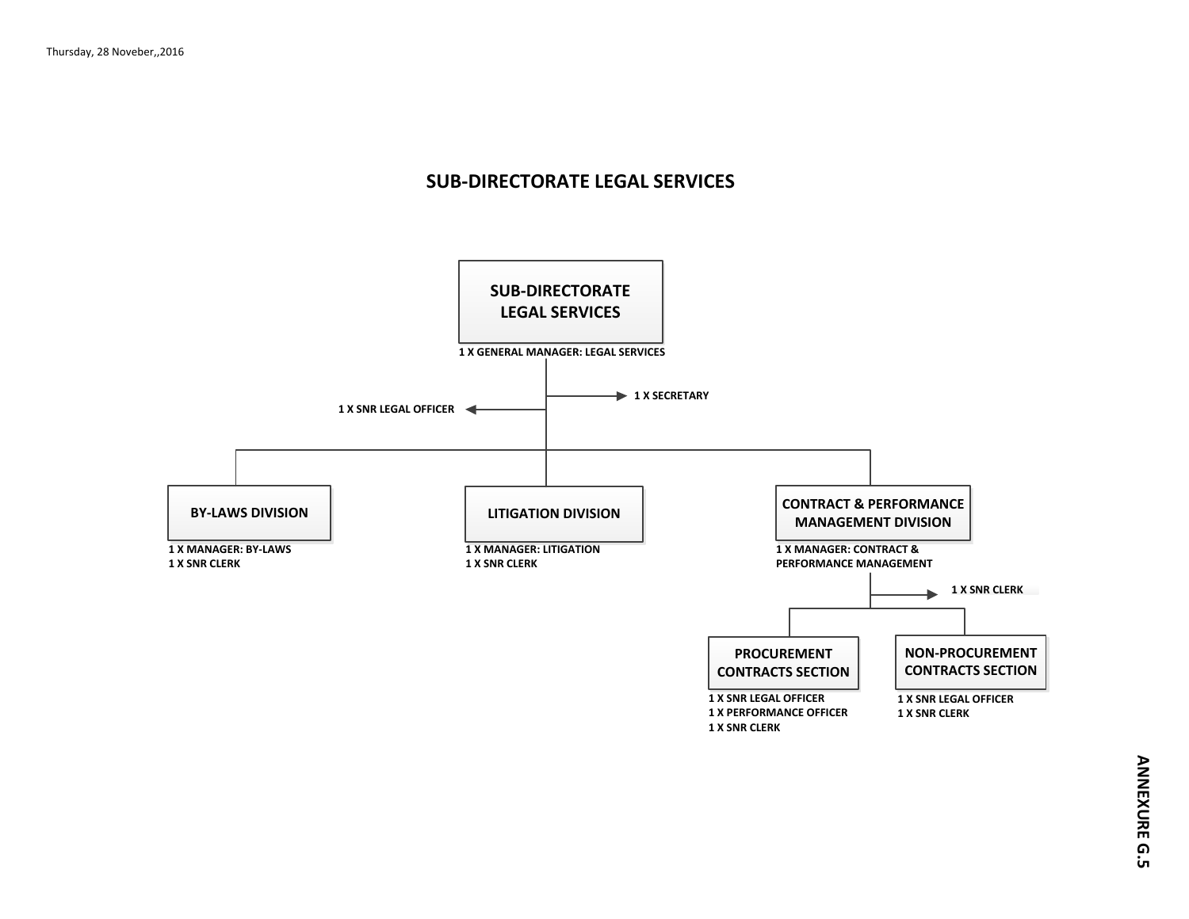Thursday, 28 Novober,,2016

# SUB-DIRECTORATE LEGAL SERVICES

**SUB-DIRECTORATE LEGAL SERVICES**
1 X GENERAL MANAGER: LEGAL SERVICES

1 X SECRETARY

1 X SNR LEGAL OFFICER

**BY-LAWS DIVISION**
1 X MANAGER: BY-LAWS
1 X SNR CLERK

**LITIGATION DIVISION**
1 X MANAGER: LITIGATION
1 X SNR CLERK

**CONTRACT & PERFORMANCE MANAGEMENT DIVISION**
1 X MANAGER: CONTRACT & PERFORMANCE MANAGEMENT

1 X SNR CLERK

**PROCUREMENT CONTRACTS SECTION**
1 X SNR LEGAL OFFICER
1 X PERFORMANCE OFFICER
1 X SNR CLERK

**NON-PROCUREMENT CONTRACTS SECTION**
1 X SNR LEGAL OFFICER
1 X SNR CLERK

ANNEXURE G.5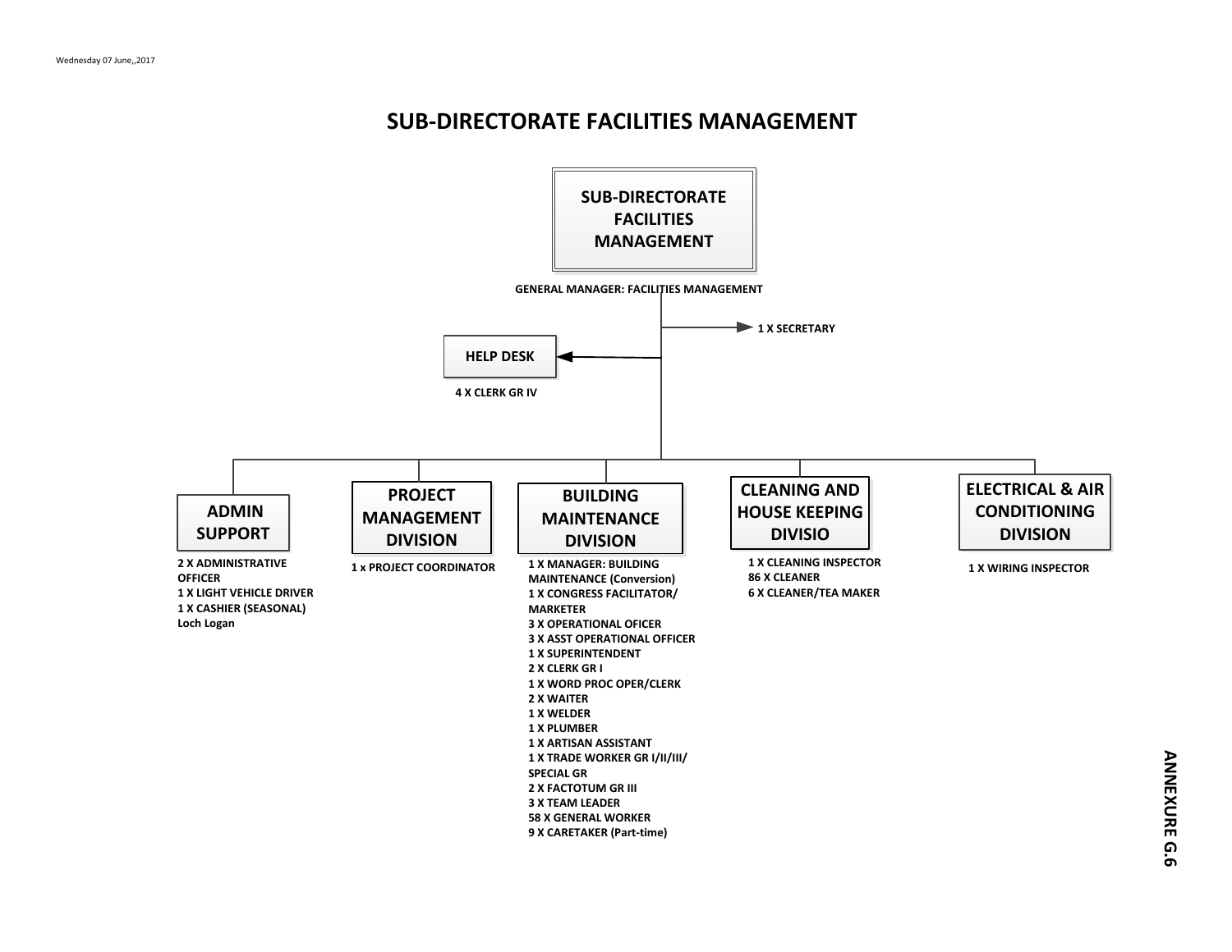Wednesday 07 June,,2017

# SUB-DIRECTORATE FACILITIES MANAGEMENT

## SUB-DIRECTORATE FACILITIES MANAGEMENT

**GENERAL MANAGER: FACILITIES MANAGEMENT**

- **1 X SECRETARY**

### HELP DESK

**4 X CLERK GR IV**

### ADMIN SUPPORT

**2 X ADMINISTRATIVE OFFICER**
**1 X LIGHT VEHICLE DRIVER**
**1 X CASHIER (SEASONAL) Loch Logan**

### PROJECT MANAGEMENT DIVISION

**1 x PROJECT COORDINATOR**

### BUILDING MAINTENANCE DIVISION

**1 X MANAGER: BUILDING MAINTENANCE (Conversion)**
**1 X CONGRESS FACILITATOR/ MARKETER**
**3 X OPERATIONAL OFICER**
**3 X ASST OPERATIONAL OFFICER**
**1 X SUPERINTENDENT**
**2 X CLERK GR I**
**1 X WORD PROC OPER/CLERK**
**2 X WAITER**
**1 X WELDER**
**1 X PLUMBER**
**1 X ARTISAN ASSISTANT**
**1 X TRADE WORKER GR I/II/III/ SPECIAL GR**
**2 X FACTOTUM GR III**
**3 X TEAM LEADER**
**58 X GENERAL WORKER**
**9 X CARETAKER (Part-time)**

### CLEANING AND HOUSE KEEPING DIVISIO

**1 X CLEANING INSPECTOR**
**86 X CLEANER**
**6 X CLEANER/TEA MAKER**

### ELECTRICAL & AIR CONDITIONING DIVISION

**1 X WIRING INSPECTOR**

**ANNEXURE G.6**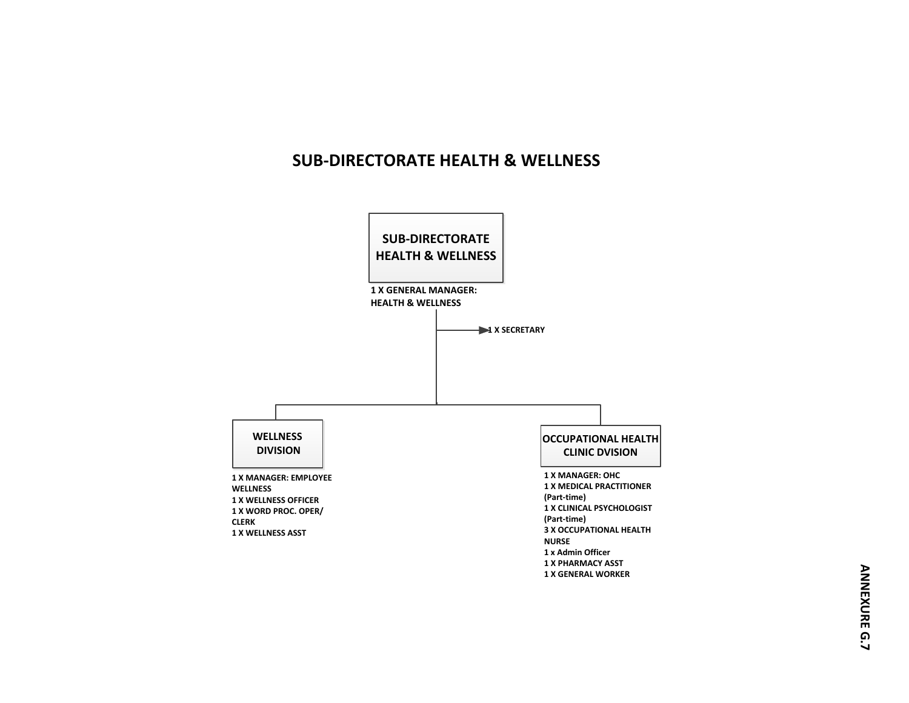# SUB-DIRECTORATE HEALTH & WELLNESS

**SUB-DIRECTORATE HEALTH & WELLNESS**

1 X GENERAL MANAGER: HEALTH & WELLNESS

1 X SECRETARY

**WELLNESS DIVISION**

1 X MANAGER: EMPLOYEE WELLNESS
1 X WELLNESS OFFICER
1 X WORD PROC. OPER/ CLERK
1 X WELLNESS ASST

**OCCUPATIONAL HEALTH CLINIC DVISION**

1 X MANAGER: OHC
1 X MEDICAL PRACTITIONER (Part-time)
1 X CLINICAL PSYCHOLOGIST (Part-time)
3 X OCCUPATIONAL HEALTH NURSE
1 x Admin Officer
1 X PHARMACY ASST
1 X GENERAL WORKER

ANNEXURE G.7